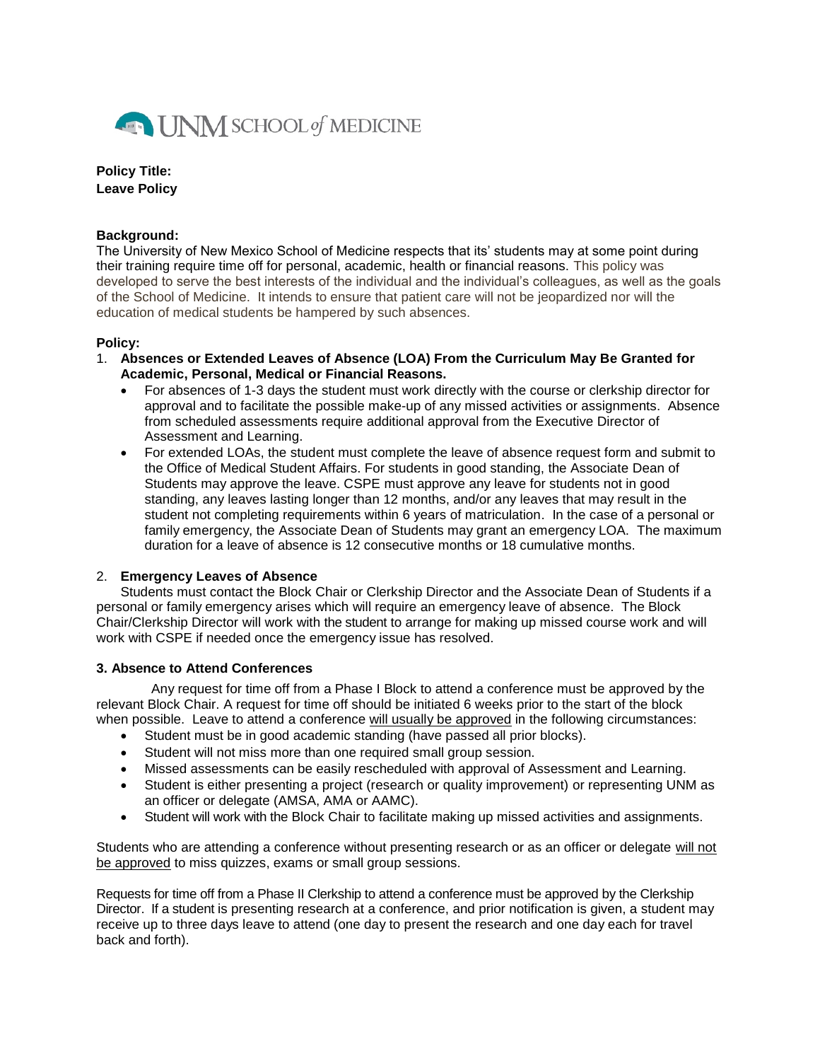UNM SCHOOL *of* MEDICINE

**Policy Title:**
**Leave Policy**

**Background:**
The University of New Mexico School of Medicine respects that its' students may at some point during their training require time off for personal, academic, health or financial reasons. This policy was developed to serve the best interests of the individual and the individual's colleagues, as well as the goals of the School of Medicine. It intends to ensure that patient care will not be jeopardized nor will the education of medical students be hampered by such absences.

**Policy:**

1. **Absences or Extended Leaves of Absence (LOA) From the Curriculum May Be Granted for Academic, Personal, Medical or Financial Reasons.**
   - For absences of 1-3 days the student must work directly with the course or clerkship director for approval and to facilitate the possible make-up of any missed activities or assignments. Absence from scheduled assessments require additional approval from the Executive Director of Assessment and Learning.
   - For extended LOAs, the student must complete the leave of absence request form and submit to the Office of Medical Student Affairs. For students in good standing, the Associate Dean of Students may approve the leave. CSPE must approve any leave for students not in good standing, any leaves lasting longer than 12 months, and/or any leaves that may result in the student not completing requirements within 6 years of matriculation. In the case of a personal or family emergency, the Associate Dean of Students may grant an emergency LOA. The maximum duration for a leave of absence is 12 consecutive months or 18 cumulative months.

2. **Emergency Leaves of Absence**
   Students must contact the Block Chair or Clerkship Director and the Associate Dean of Students if a personal or family emergency arises which will require an emergency leave of absence. The Block Chair/Clerkship Director will work with the student to arrange for making up missed course work and will work with CSPE if needed once the emergency issue has resolved.

**3. Absence to Attend Conferences**

Any request for time off from a Phase I Block to attend a conference must be approved by the relevant Block Chair. A request for time off should be initiated 6 weeks prior to the start of the block when possible. Leave to attend a conference will usually be approved in the following circumstances:

- Student must be in good academic standing (have passed all prior blocks).
- Student will not miss more than one required small group session.
- Missed assessments can be easily rescheduled with approval of Assessment and Learning.
- Student is either presenting a project (research or quality improvement) or representing UNM as an officer or delegate (AMSA, AMA or AAMC).
- Student will work with the Block Chair to facilitate making up missed activities and assignments.

Students who are attending a conference without presenting research or as an officer or delegate will not be approved to miss quizzes, exams or small group sessions.

Requests for time off from a Phase II Clerkship to attend a conference must be approved by the Clerkship Director. If a student is presenting research at a conference, and prior notification is given, a student may receive up to three days leave to attend (one day to present the research and one day each for travel back and forth).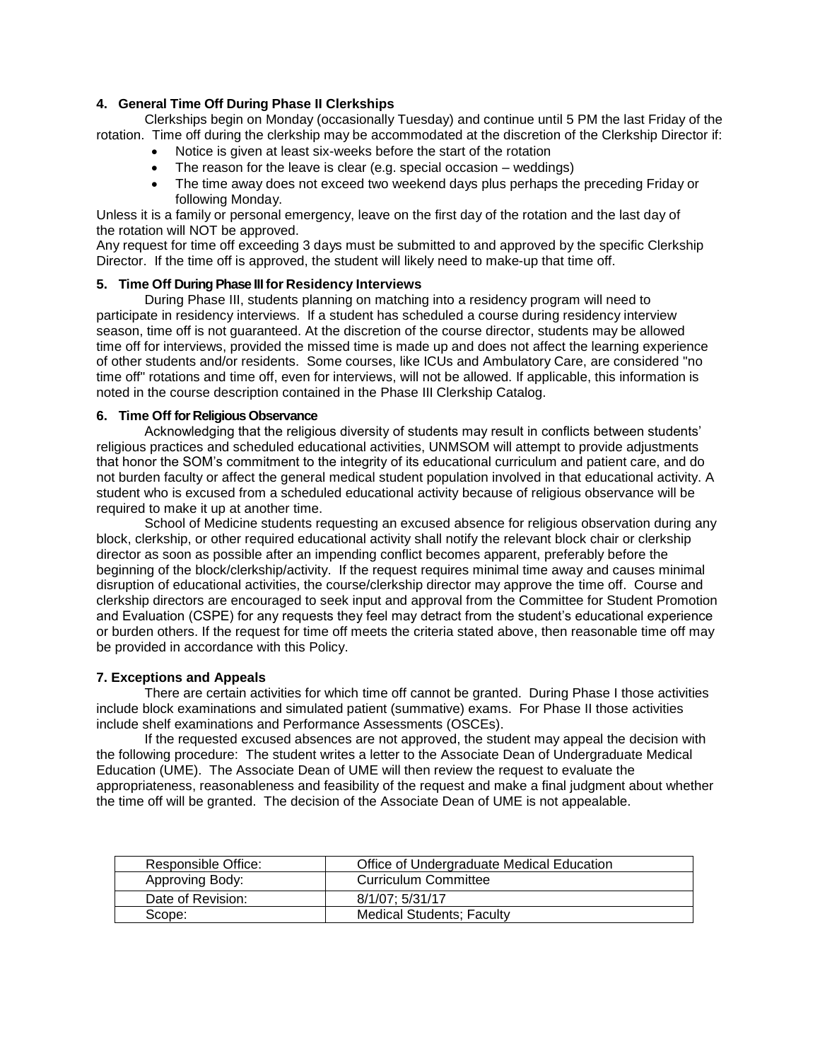### 4. General Time Off During Phase II Clerkships

Clerkships begin on Monday (occasionally Tuesday) and continue until 5 PM the last Friday of the rotation. Time off during the clerkship may be accommodated at the discretion of the Clerkship Director if:

- Notice is given at least six-weeks before the start of the rotation
- The reason for the leave is clear (e.g. special occasion – weddings)
- The time away does not exceed two weekend days plus perhaps the preceding Friday or following Monday.

Unless it is a family or personal emergency, leave on the first day of the rotation and the last day of the rotation will NOT be approved.

Any request for time off exceeding 3 days must be submitted to and approved by the specific Clerkship Director. If the time off is approved, the student will likely need to make-up that time off.

### 5. Time Off During Phase III for Residency Interviews

During Phase III, students planning on matching into a residency program will need to participate in residency interviews. If a student has scheduled a course during residency interview season, time off is not guaranteed. At the discretion of the course director, students may be allowed time off for interviews, provided the missed time is made up and does not affect the learning experience of other students and/or residents. Some courses, like ICUs and Ambulatory Care, are considered "no time off" rotations and time off, even for interviews, will not be allowed. If applicable, this information is noted in the course description contained in the Phase III Clerkship Catalog.

### 6. Time Off for Religious Observance

Acknowledging that the religious diversity of students may result in conflicts between students' religious practices and scheduled educational activities, UNMSOM will attempt to provide adjustments that honor the SOM's commitment to the integrity of its educational curriculum and patient care, and do not burden faculty or affect the general medical student population involved in that educational activity. A student who is excused from a scheduled educational activity because of religious observance will be required to make it up at another time.

School of Medicine students requesting an excused absence for religious observation during any block, clerkship, or other required educational activity shall notify the relevant block chair or clerkship director as soon as possible after an impending conflict becomes apparent, preferably before the beginning of the block/clerkship/activity. If the request requires minimal time away and causes minimal disruption of educational activities, the course/clerkship director may approve the time off. Course and clerkship directors are encouraged to seek input and approval from the Committee for Student Promotion and Evaluation (CSPE) for any requests they feel may detract from the student's educational experience or burden others. If the request for time off meets the criteria stated above, then reasonable time off may be provided in accordance with this Policy.

### 7. Exceptions and Appeals

There are certain activities for which time off cannot be granted. During Phase I those activities include block examinations and simulated patient (summative) exams. For Phase II those activities include shelf examinations and Performance Assessments (OSCEs).

If the requested excused absences are not approved, the student may appeal the decision with the following procedure: The student writes a letter to the Associate Dean of Undergraduate Medical Education (UME). The Associate Dean of UME will then review the request to evaluate the appropriateness, reasonableness and feasibility of the request and make a final judgment about whether the time off will be granted. The decision of the Associate Dean of UME is not appealable.

| | |
|---|---|
| Responsible Office: | Office of Undergraduate Medical Education |
| Approving Body: | Curriculum Committee |
| Date of Revision: | 8/1/07; 5/31/17 |
| Scope: | Medical Students; Faculty |